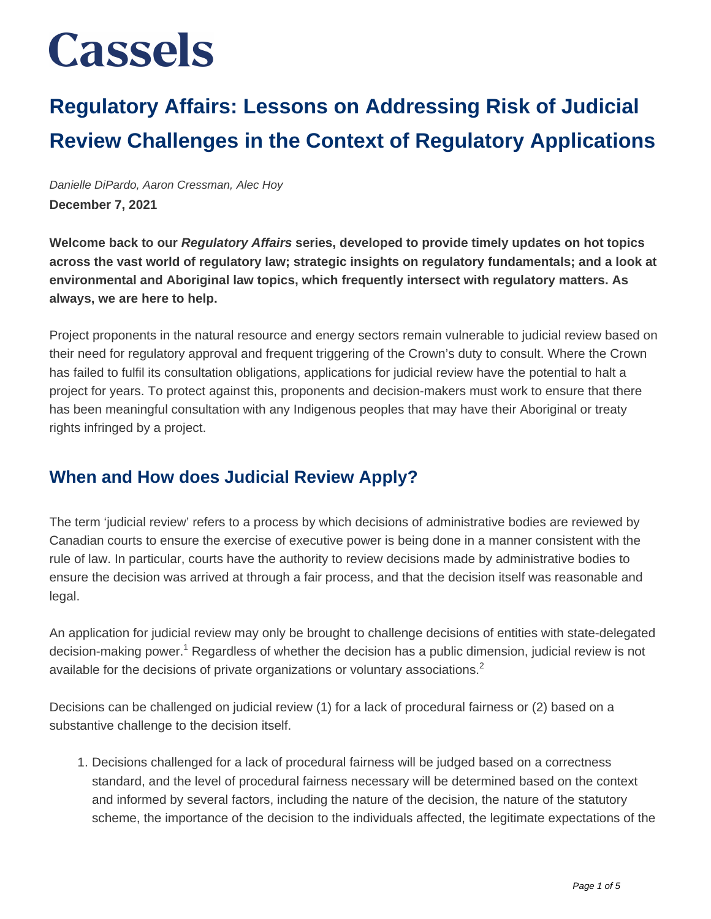# Cassels

# Regulatory Affairs: Lessons on Addressing Risk of Judicial Review Challenges in the Context of Regulatory Applications

*Danielle DiPardo, Aaron Cressman, Alec Hoy*

**December 7, 2021**

**Welcome back to our *Regulatory Affairs* series, developed to provide timely updates on hot topics across the vast world of regulatory law; strategic insights on regulatory fundamentals; and a look at environmental and Aboriginal law topics, which frequently intersect with regulatory matters. As always, we are here to help.**

Project proponents in the natural resource and energy sectors remain vulnerable to judicial review based on their need for regulatory approval and frequent triggering of the Crown's duty to consult. Where the Crown has failed to fulfil its consultation obligations, applications for judicial review have the potential to halt a project for years. To protect against this, proponents and decision-makers must work to ensure that there has been meaningful consultation with any Indigenous peoples that may have their Aboriginal or treaty rights infringed by a project.

## When and How does Judicial Review Apply?

The term 'judicial review' refers to a process by which decisions of administrative bodies are reviewed by Canadian courts to ensure the exercise of executive power is being done in a manner consistent with the rule of law. In particular, courts have the authority to review decisions made by administrative bodies to ensure the decision was arrived at through a fair process, and that the decision itself was reasonable and legal.

An application for judicial review may only be brought to challenge decisions of entities with state-delegated decision-making power.[1] Regardless of whether the decision has a public dimension, judicial review is not available for the decisions of private organizations or voluntary associations.[2]

Decisions can be challenged on judicial review (1) for a lack of procedural fairness or (2) based on a substantive challenge to the decision itself.

1. Decisions challenged for a lack of procedural fairness will be judged based on a correctness standard, and the level of procedural fairness necessary will be determined based on the context and informed by several factors, including the nature of the decision, the nature of the statutory scheme, the importance of the decision to the individuals affected, the legitimate expectations of the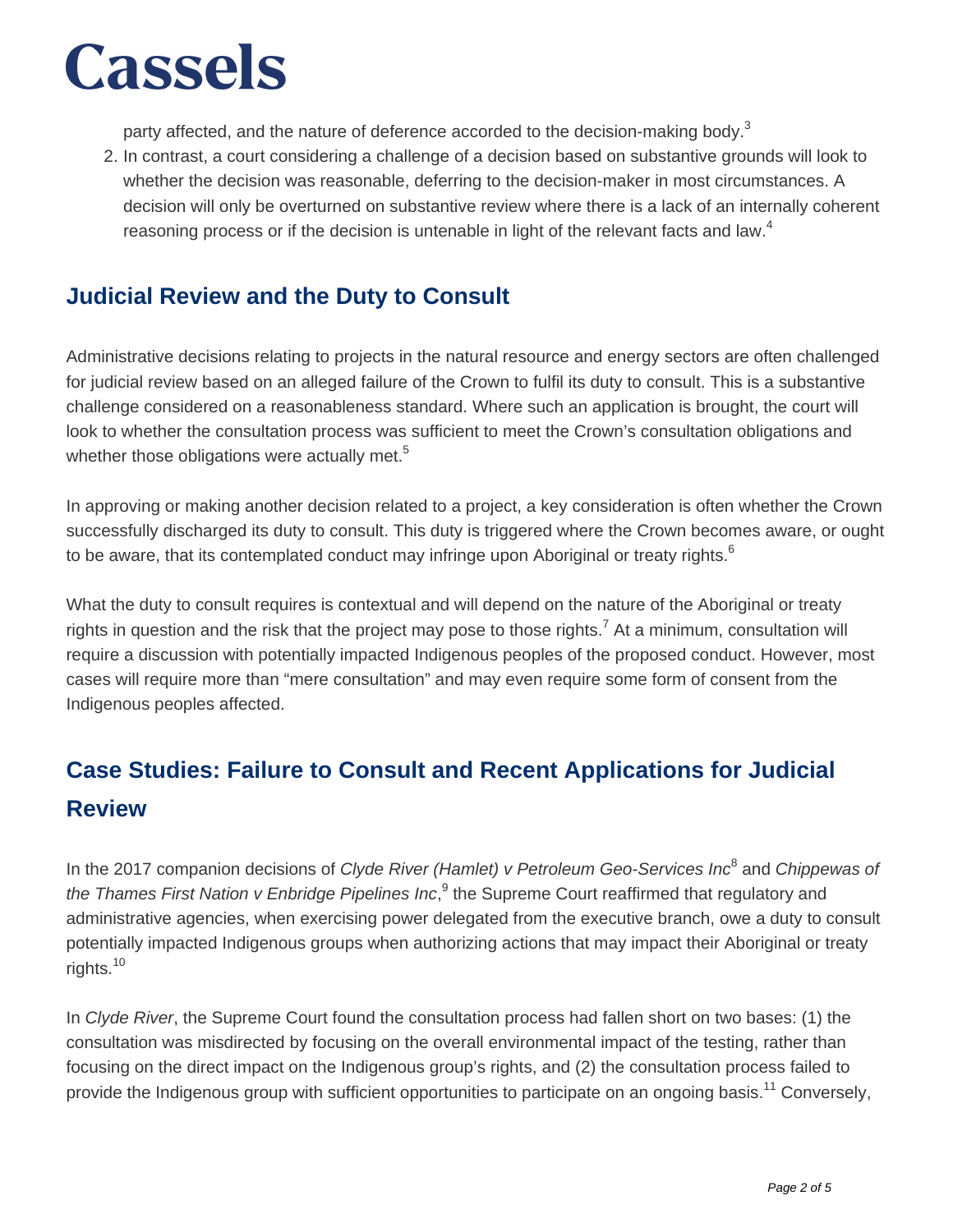party affected, and the nature of deference accorded to the decision-making body.[3]

2. In contrast, a court considering a challenge of a decision based on substantive grounds will look to whether the decision was reasonable, deferring to the decision-maker in most circumstances. A decision will only be overturned on substantive review where there is a lack of an internally coherent reasoning process or if the decision is untenable in light of the relevant facts and law.[4]

## Judicial Review and the Duty to Consult

Administrative decisions relating to projects in the natural resource and energy sectors are often challenged for judicial review based on an alleged failure of the Crown to fulfil its duty to consult. This is a substantive challenge considered on a reasonableness standard. Where such an application is brought, the court will look to whether the consultation process was sufficient to meet the Crown's consultation obligations and whether those obligations were actually met.[5]

In approving or making another decision related to a project, a key consideration is often whether the Crown successfully discharged its duty to consult. This duty is triggered where the Crown becomes aware, or ought to be aware, that its contemplated conduct may infringe upon Aboriginal or treaty rights.[6]

What the duty to consult requires is contextual and will depend on the nature of the Aboriginal or treaty rights in question and the risk that the project may pose to those rights.[7] At a minimum, consultation will require a discussion with potentially impacted Indigenous peoples of the proposed conduct. However, most cases will require more than "mere consultation" and may even require some form of consent from the Indigenous peoples affected.

## Case Studies: Failure to Consult and Recent Applications for Judicial Review

In the 2017 companion decisions of *Clyde River (Hamlet) v Petroleum Geo-Services Inc*[8] and *Chippewas of the Thames First Nation v Enbridge Pipelines Inc*,[9] the Supreme Court reaffirmed that regulatory and administrative agencies, when exercising power delegated from the executive branch, owe a duty to consult potentially impacted Indigenous groups when authorizing actions that may impact their Aboriginal or treaty rights.[10]

In *Clyde River*, the Supreme Court found the consultation process had fallen short on two bases: (1) the consultation was misdirected by focusing on the overall environmental impact of the testing, rather than focusing on the direct impact on the Indigenous group's rights, and (2) the consultation process failed to provide the Indigenous group with sufficient opportunities to participate on an ongoing basis.[11] Conversely,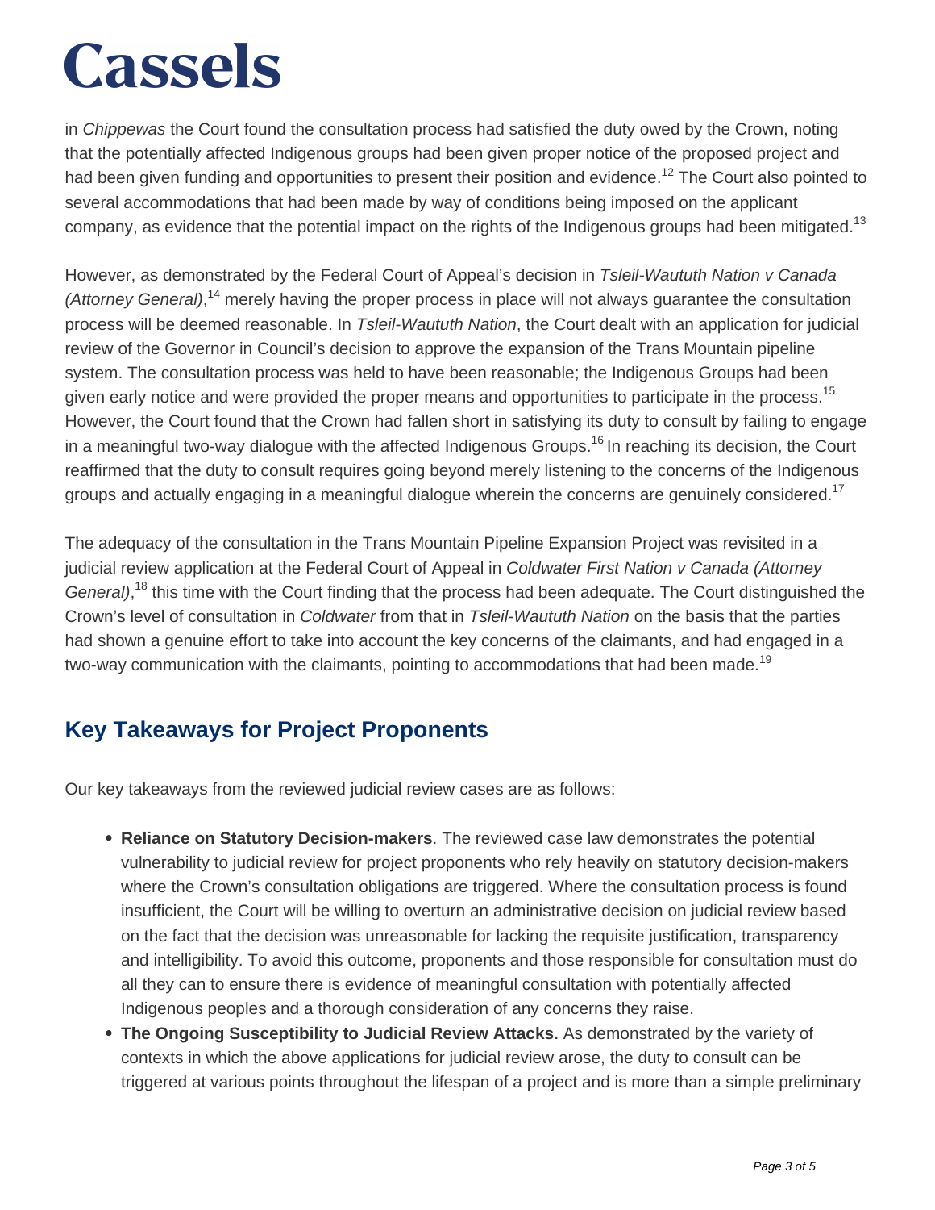in *Chippewas* the Court found the consultation process had satisfied the duty owed by the Crown, noting that the potentially affected Indigenous groups had been given proper notice of the proposed project and had been given funding and opportunities to present their position and evidence.[12] The Court also pointed to several accommodations that had been made by way of conditions being imposed on the applicant company, as evidence that the potential impact on the rights of the Indigenous groups had been mitigated.[13]

However, as demonstrated by the Federal Court of Appeal's decision in *Tsleil-Waututh Nation v Canada (Attorney General)*,[14] merely having the proper process in place will not always guarantee the consultation process will be deemed reasonable. In *Tsleil-Waututh Nation*, the Court dealt with an application for judicial review of the Governor in Council's decision to approve the expansion of the Trans Mountain pipeline system. The consultation process was held to have been reasonable; the Indigenous Groups had been given early notice and were provided the proper means and opportunities to participate in the process.[15] However, the Court found that the Crown had fallen short in satisfying its duty to consult by failing to engage in a meaningful two-way dialogue with the affected Indigenous Groups.[16] In reaching its decision, the Court reaffirmed that the duty to consult requires going beyond merely listening to the concerns of the Indigenous groups and actually engaging in a meaningful dialogue wherein the concerns are genuinely considered.[17]

The adequacy of the consultation in the Trans Mountain Pipeline Expansion Project was revisited in a judicial review application at the Federal Court of Appeal in *Coldwater First Nation v Canada (Attorney General)*,[18] this time with the Court finding that the process had been adequate. The Court distinguished the Crown's level of consultation in *Coldwater* from that in *Tsleil-Waututh Nation* on the basis that the parties had shown a genuine effort to take into account the key concerns of the claimants, and had engaged in a two-way communication with the claimants, pointing to accommodations that had been made.[19]

## Key Takeaways for Project Proponents

Our key takeaways from the reviewed judicial review cases are as follows:

- **Reliance on Statutory Decision-makers**. The reviewed case law demonstrates the potential vulnerability to judicial review for project proponents who rely heavily on statutory decision-makers where the Crown's consultation obligations are triggered. Where the consultation process is found insufficient, the Court will be willing to overturn an administrative decision on judicial review based on the fact that the decision was unreasonable for lacking the requisite justification, transparency and intelligibility. To avoid this outcome, proponents and those responsible for consultation must do all they can to ensure there is evidence of meaningful consultation with potentially affected Indigenous peoples and a thorough consideration of any concerns they raise.
- **The Ongoing Susceptibility to Judicial Review Attacks.** As demonstrated by the variety of contexts in which the above applications for judicial review arose, the duty to consult can be triggered at various points throughout the lifespan of a project and is more than a simple preliminary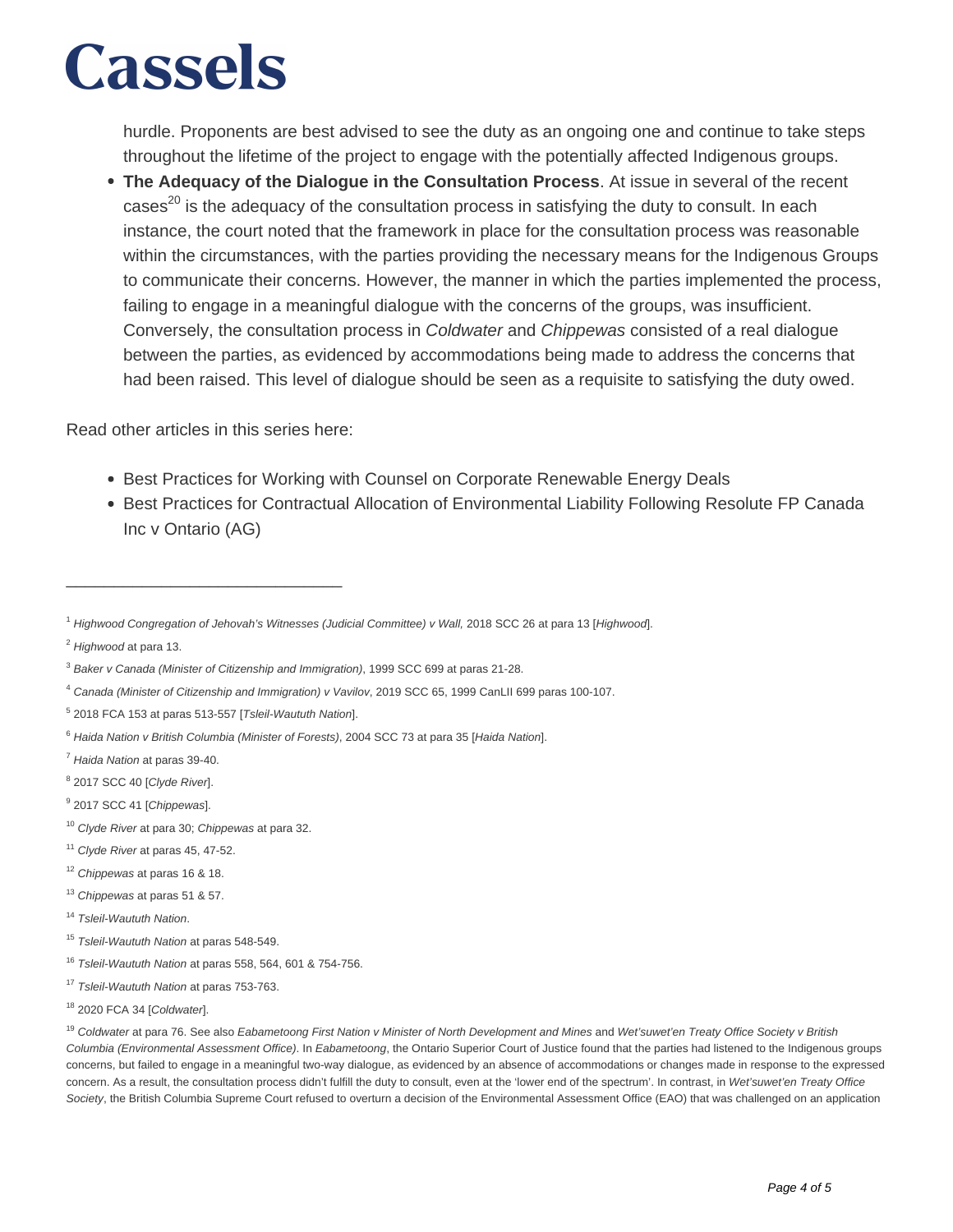hurdle. Proponents are best advised to see the duty as an ongoing one and continue to take steps throughout the lifetime of the project to engage with the potentially affected Indigenous groups.

- **The Adequacy of the Dialogue in the Consultation Process**. At issue in several of the recent cases[20] is the adequacy of the consultation process in satisfying the duty to consult. In each instance, the court noted that the framework in place for the consultation process was reasonable within the circumstances, with the parties providing the necessary means for the Indigenous Groups to communicate their concerns. However, the manner in which the parties implemented the process, failing to engage in a meaningful dialogue with the concerns of the groups, was insufficient. Conversely, the consultation process in *Coldwater* and *Chippewas* consisted of a real dialogue between the parties, as evidenced by accommodations being made to address the concerns that had been raised. This level of dialogue should be seen as a requisite to satisfying the duty owed.

Read other articles in this series here:

- Best Practices for Working with Counsel on Corporate Renewable Energy Deals
- Best Practices for Contractual Allocation of Environmental Liability Following Resolute FP Canada Inc v Ontario (AG)

---

[1] *Highwood Congregation of Jehovah's Witnesses (Judicial Committee) v Wall,* 2018 SCC 26 at para 13 [*Highwood*].

[2] *Highwood* at para 13.

[3] *Baker v Canada (Minister of Citizenship and Immigration)*, 1999 SCC 699 at paras 21-28.

[4] *Canada (Minister of Citizenship and Immigration) v Vavilov*, 2019 SCC 65, 1999 CanLII 699 paras 100-107.

[5] 2018 FCA 153 at paras 513-557 [*Tsleil-Waututh Nation*].

[6] *Haida Nation v British Columbia (Minister of Forests)*, 2004 SCC 73 at para 35 [*Haida Nation*].

[7] *Haida Nation* at paras 39-40.

[8] 2017 SCC 40 [*Clyde River*].

[9] 2017 SCC 41 [*Chippewas*].

[10] *Clyde River* at para 30; *Chippewas* at para 32.

[11] *Clyde River* at paras 45, 47-52.

[12] *Chippewas* at paras 16 & 18.

[13] *Chippewas* at paras 51 & 57.

[14] *Tsleil-Waututh Nation*.

[15] *Tsleil-Waututh Nation* at paras 548-549.

[16] *Tsleil-Waututh Nation* at paras 558, 564, 601 & 754-756.

[17] *Tsleil-Waututh Nation* at paras 753-763.

[18] 2020 FCA 34 [*Coldwater*].

[19] *Coldwater* at para 76. See also *Eabametoong First Nation v Minister of North Development and Mines* and *Wet'suwet'en Treaty Office Society v British Columbia (Environmental Assessment Office)*. In *Eabametoong*, the Ontario Superior Court of Justice found that the parties had listened to the Indigenous groups concerns, but failed to engage in a meaningful two-way dialogue, as evidenced by an absence of accommodations or changes made in response to the expressed concern. As a result, the consultation process didn't fulfill the duty to consult, even at the 'lower end of the spectrum'. In contrast, in *Wet'suwet'en Treaty Office Society*, the British Columbia Supreme Court refused to overturn a decision of the Environmental Assessment Office (EAO) that was challenged on an application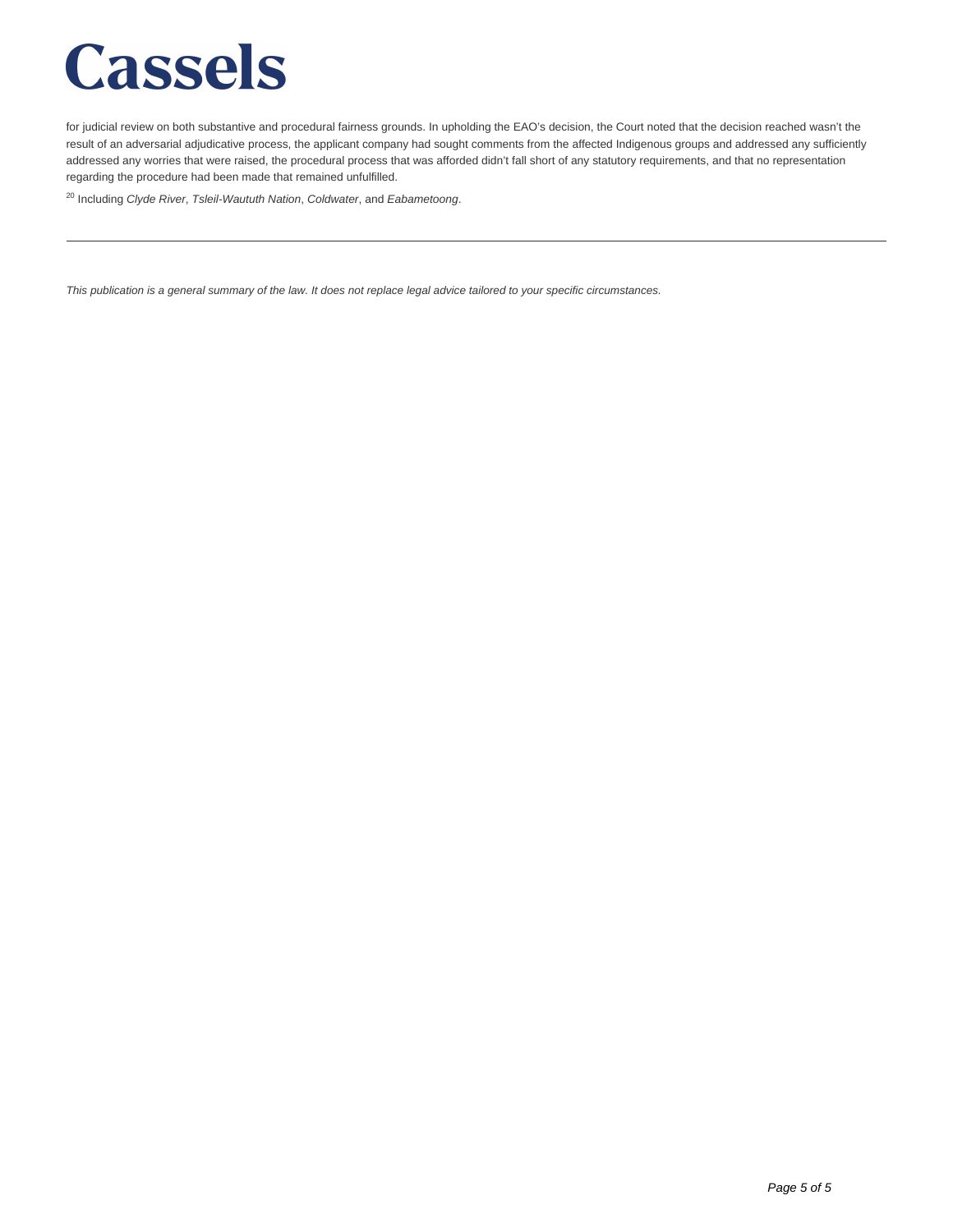for judicial review on both substantive and procedural fairness grounds. In upholding the EAO's decision, the Court noted that the decision reached wasn't the result of an adversarial adjudicative process, the applicant company had sought comments from the affected Indigenous groups and addressed any sufficiently addressed any worries that were raised, the procedural process that was afforded didn't fall short of any statutory requirements, and that no representation regarding the procedure had been made that remained unfulfilled.

[20] Including *Clyde River*, *Tsleil-Waututh Nation*, *Coldwater*, and *Eabametoong*.

---

*This publication is a general summary of the law. It does not replace legal advice tailored to your specific circumstances.*